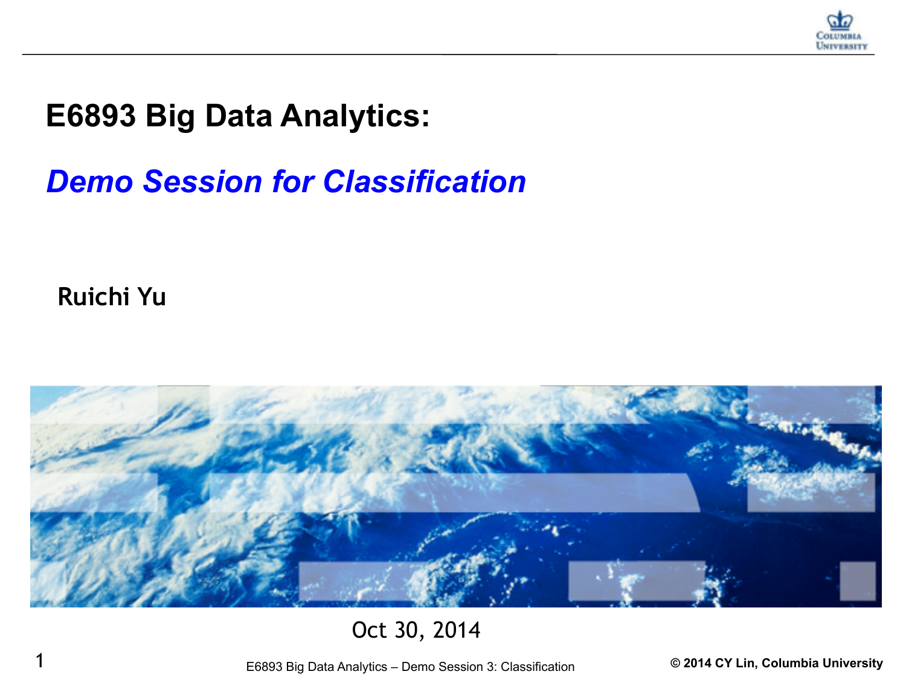# E6893 Big Data Analytics:

## *Demo Session for Classification*

**Ruichi Yu**

Oct 30, 2014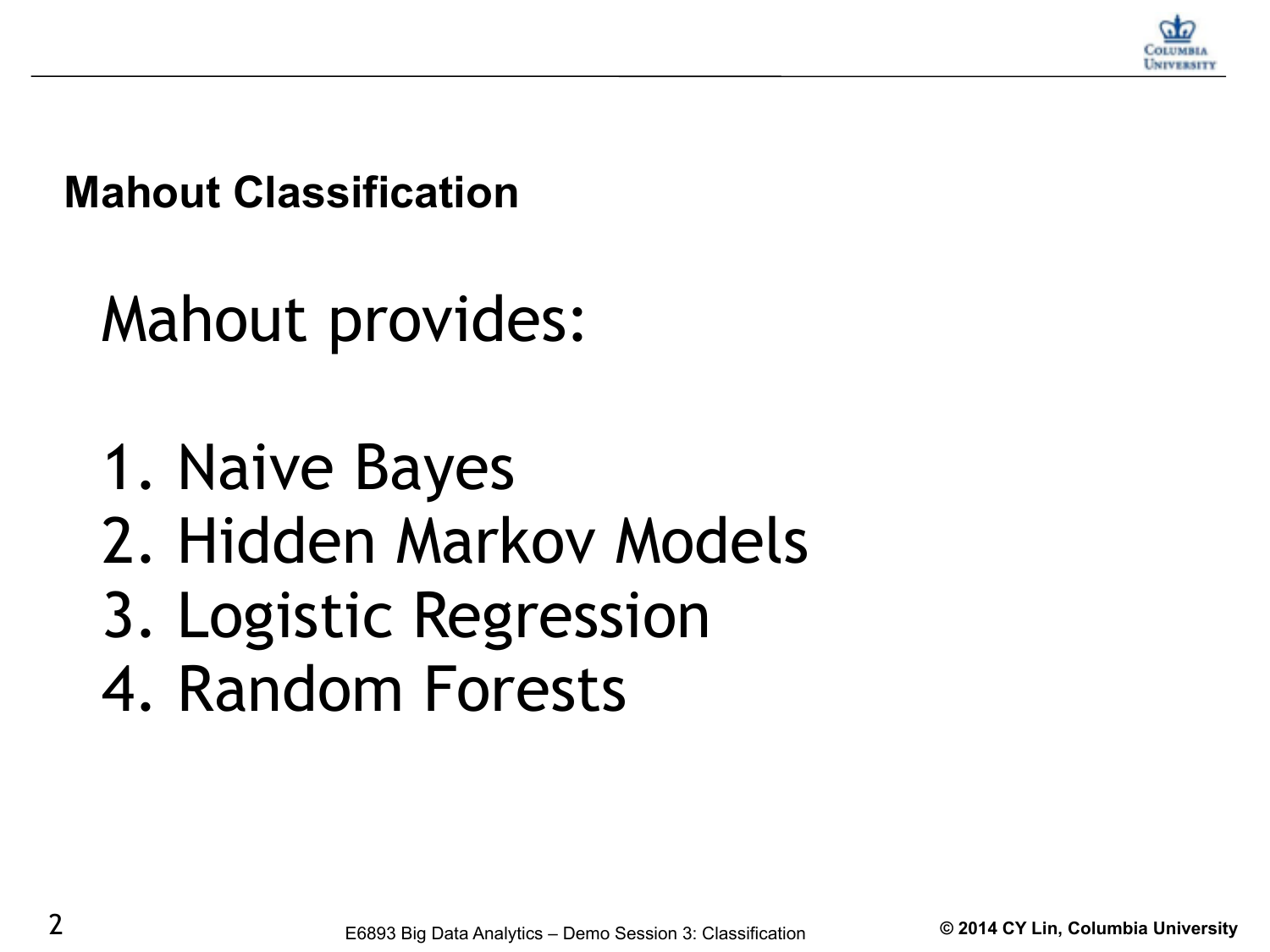## Mahout Classification

Mahout provides:

1. Naive Bayes
2. Hidden Markov Models
3. Logistic Regression
4. Random Forests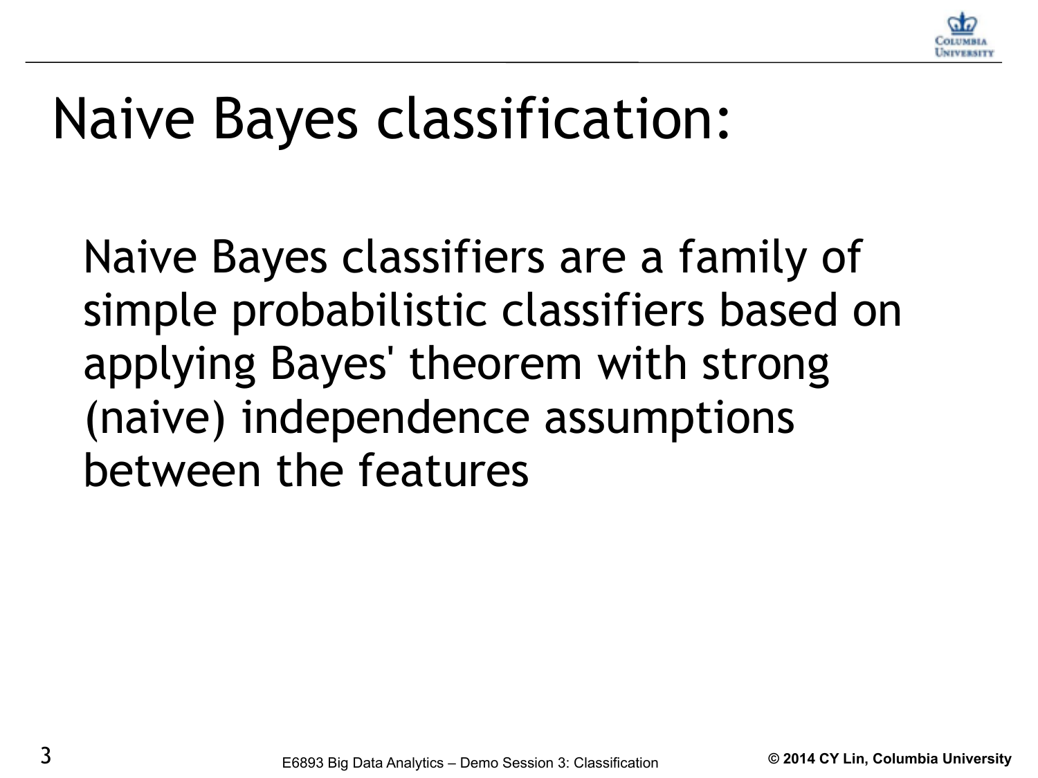# Naive Bayes classification:

Naive Bayes classifiers are a family of simple probabilistic classifiers based on applying Bayes' theorem with strong (naive) independence assumptions between the features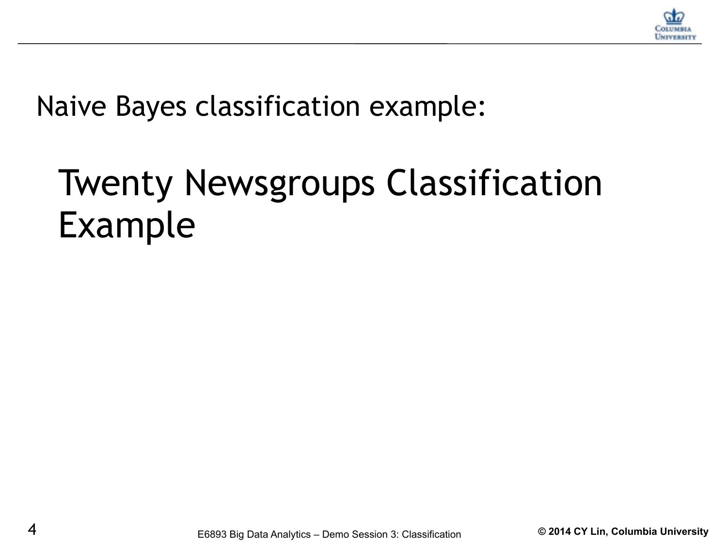Naive Bayes classification example:

# Twenty Newsgroups Classification Example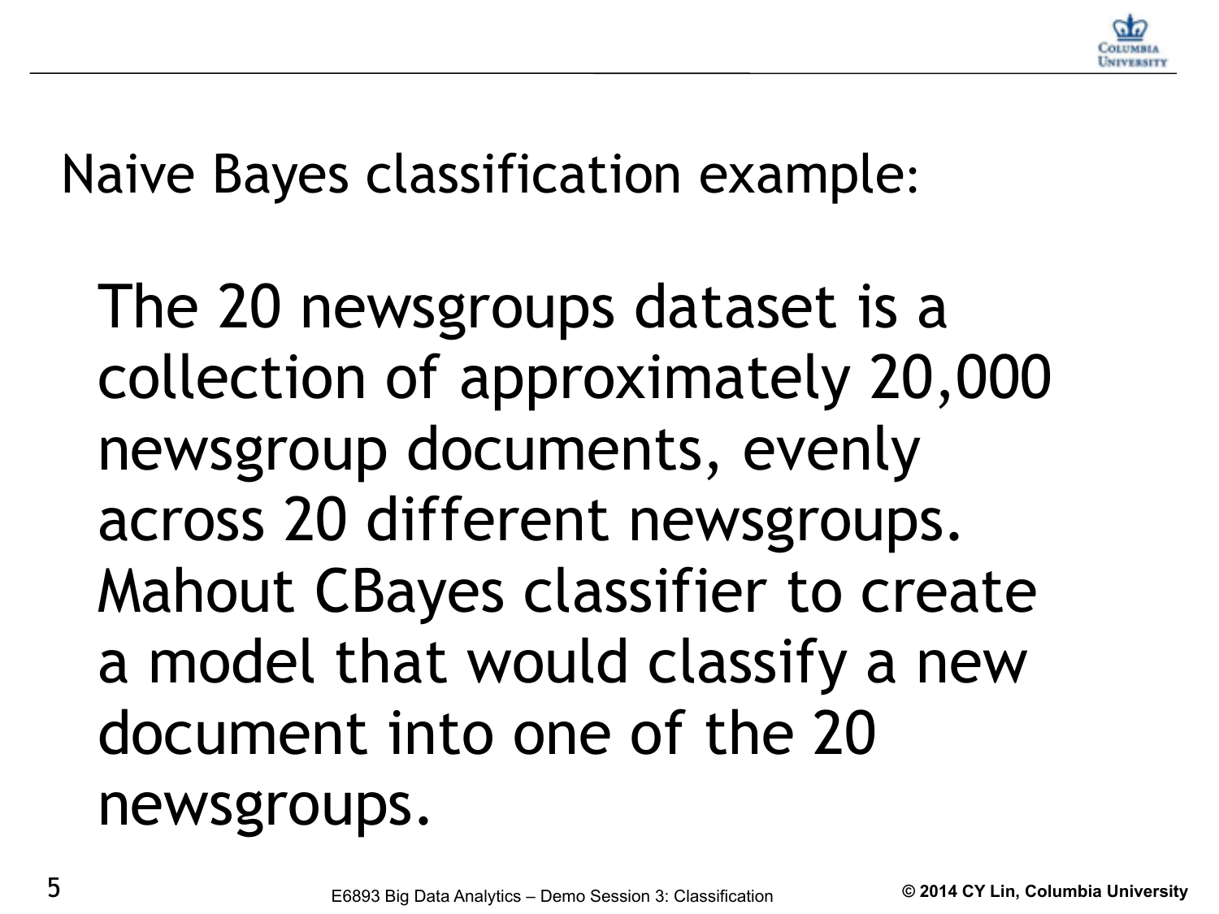## Naive Bayes classification example:

The 20 newsgroups dataset is a collection of approximately 20,000 newsgroup documents, evenly across 20 different newsgroups. Mahout CBayes classifier to create a model that would classify a new document into one of the 20 newsgroups.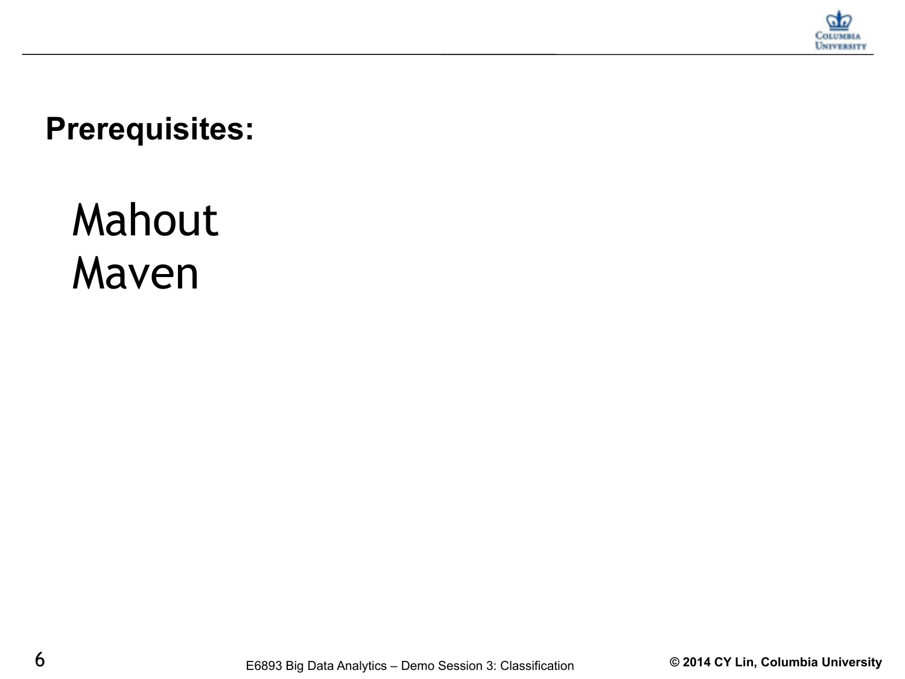## Prerequisites:

Mahout
Maven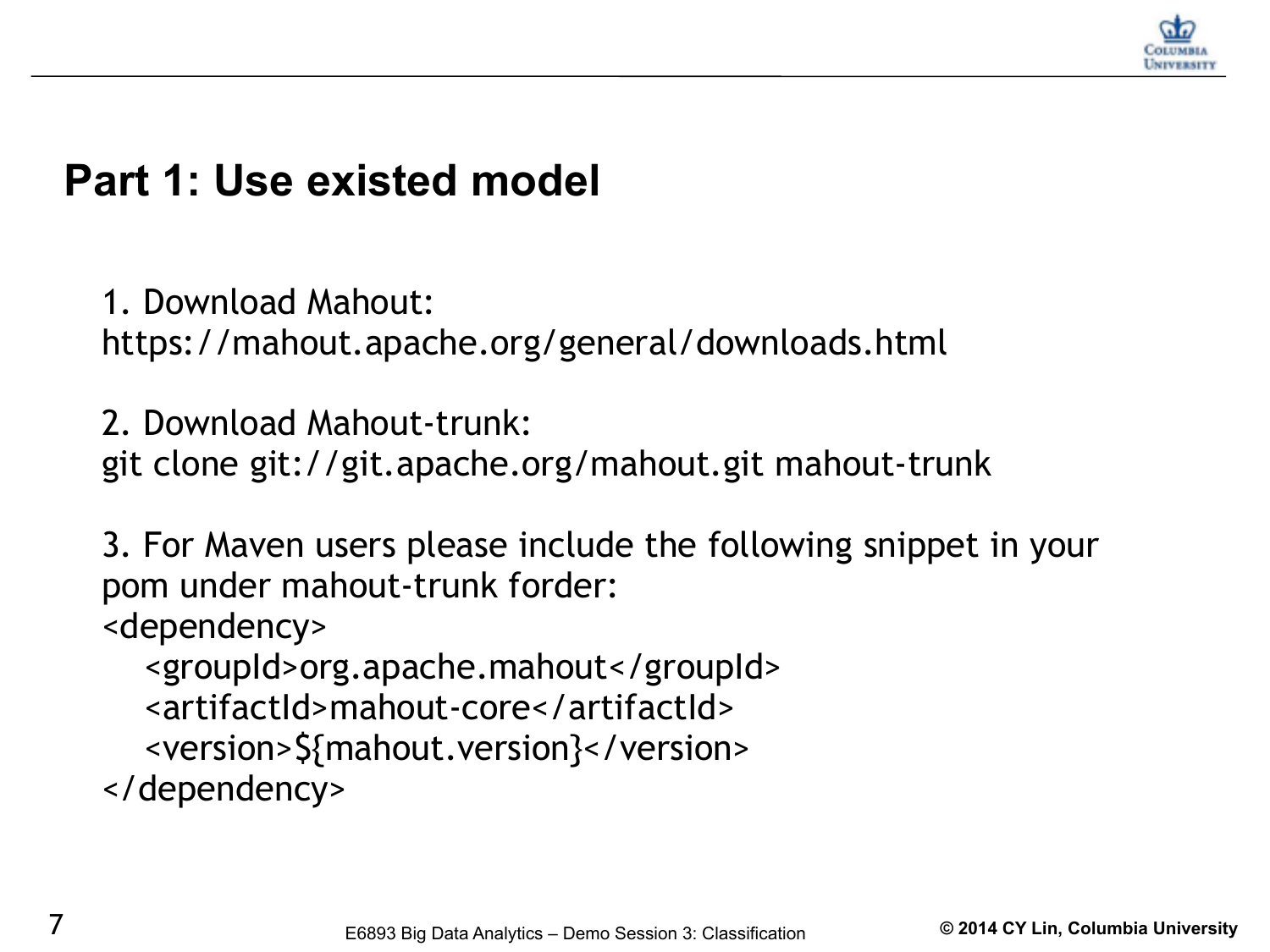# Part 1: Use existed model

1. Download Mahout:
https://mahout.apache.org/general/downloads.html

2. Download Mahout-trunk:
git clone git://git.apache.org/mahout.git mahout-trunk

3. For Maven users please include the following snippet in your pom under mahout-trunk forder:

```
<dependency>
   <groupId>org.apache.mahout</groupId>
   <artifactId>mahout-core</artifactId>
   <version>${mahout.version}</version>
</dependency>
```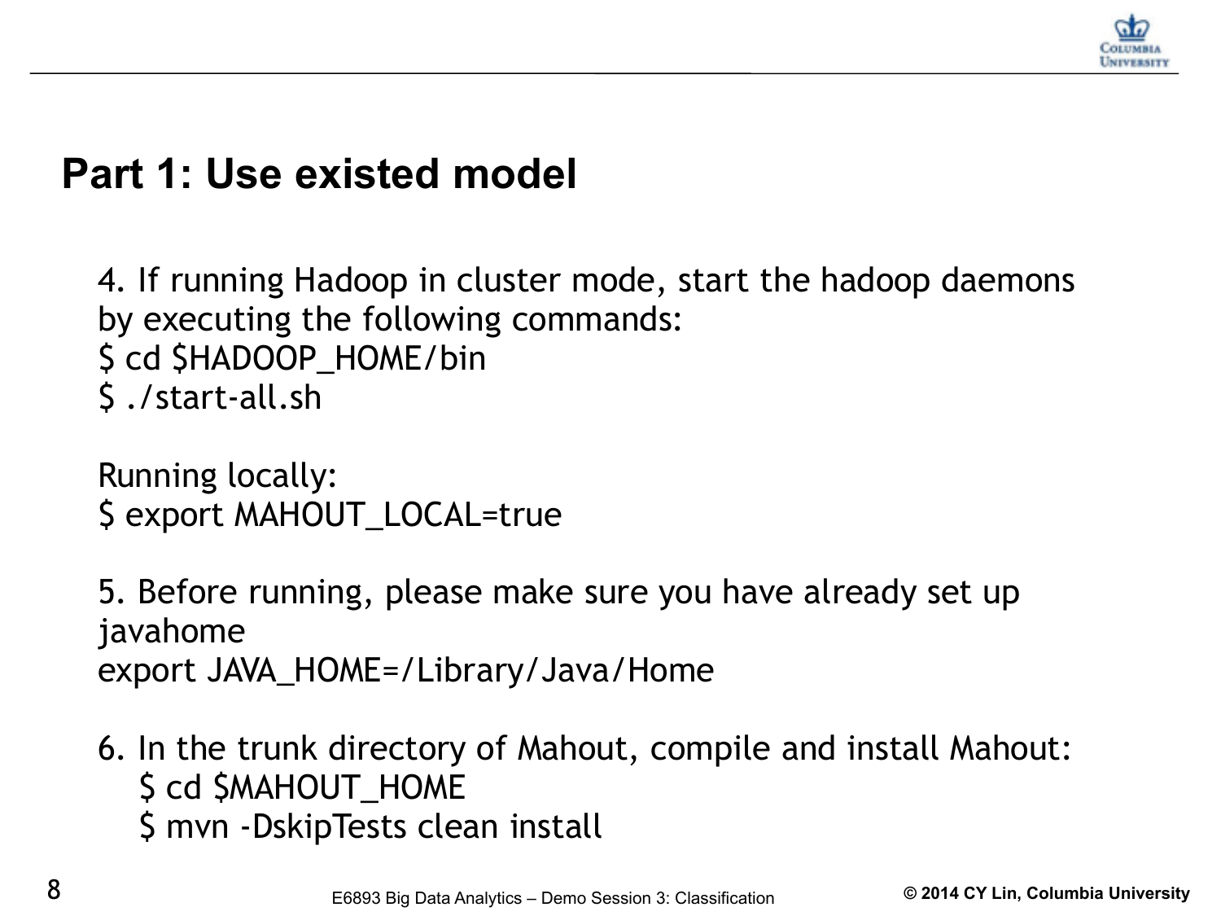# Part 1: Use existed model

4. If running Hadoop in cluster mode, start the hadoop daemons by executing the following commands:

```
$ cd $HADOOP_HOME/bin
$ ./start-all.sh
```

Running locally:

```
$ export MAHOUT_LOCAL=true
```

5. Before running, please make sure you have already set up javahome

```
export JAVA_HOME=/Library/Java/Home
```

6. In the trunk directory of Mahout, compile and install Mahout:

```
$ cd $MAHOUT_HOME
$ mvn -DskipTests clean install
```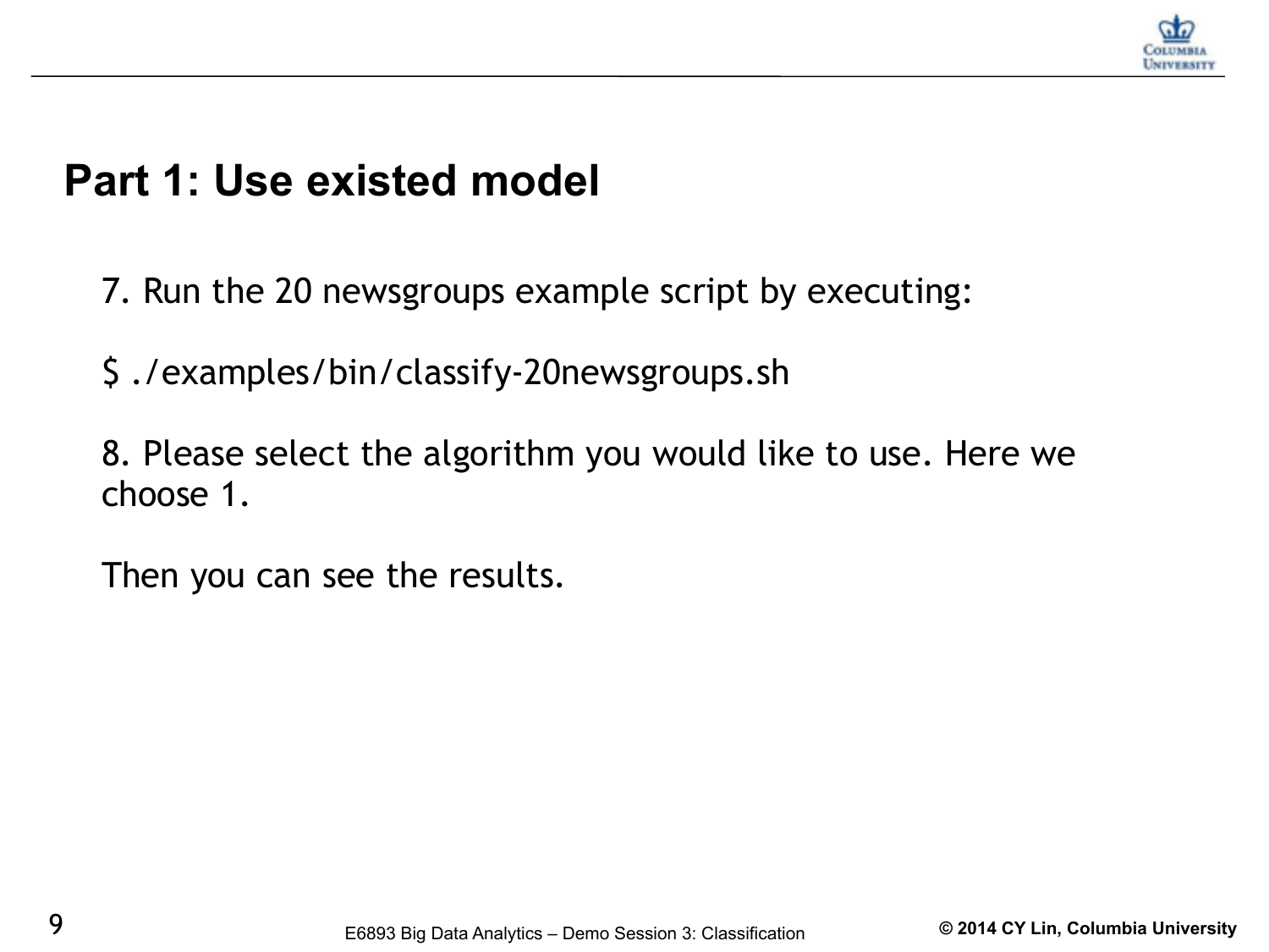## Part 1: Use existed model

7. Run the 20 newsgroups example script by executing:

```
$ ./examples/bin/classify-20newsgroups.sh
```

8. Please select the algorithm you would like to use. Here we choose 1.

Then you can see the results.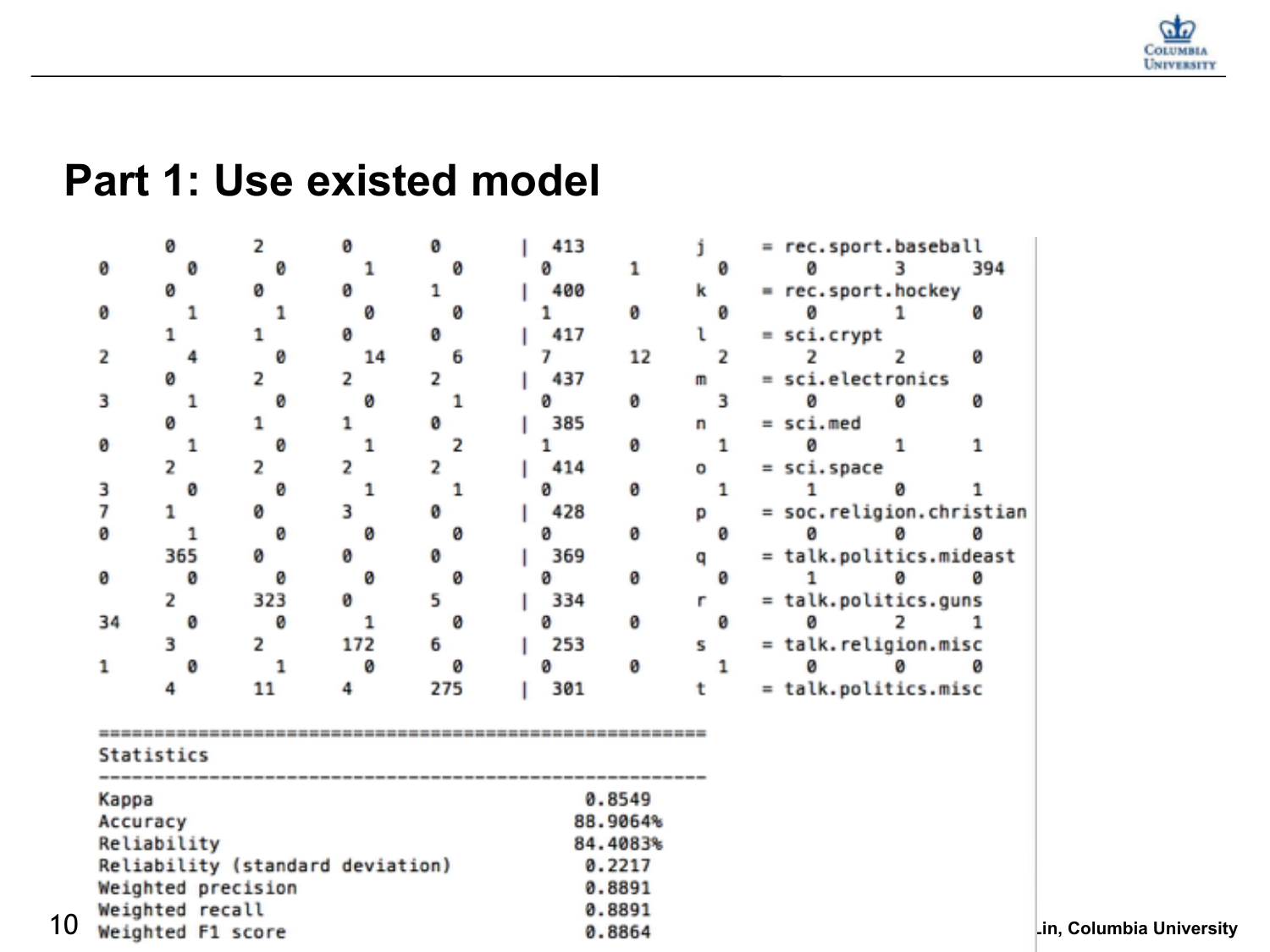# Part 1: Use existed model

```
     0      2      0      0     | 413       j      = rec.sport.baseball
0      0      0      1      0      0     1      0      0      3      394
     0      0      0      1     | 400       k      = rec.sport.hockey
0      1      1      0      0      1     0      0      0      1      0
     1      1      0      0     | 417       l      = sci.crypt
2      4      0      14     6      7     12     2      2      2      0
     0      2      2      2     | 437       m      = sci.electronics
3      1      0      0      1      0     0      3      0      0      0
     0      1      1      0     | 385       n      = sci.med
0      1      0      1      2      1     0      1      0      1      1
     2      2      2      2     | 414       o      = sci.space
3      0      0      1      1      0     0      1      1      0      1
7    1      0      3      0     | 428       p      = soc.religion.christian
0      1      0      0      0      0     0      0      0      0      0
     365    0      0      0     | 369       q      = talk.politics.mideast
0      0      0      0      0      0     0      0      1      0      0
     2      323    0      5     | 334       r      = talk.politics.guns
34     0      0      1      0      0     0      0      0      2      1
     3      2      172    6     | 253       s      = talk.religion.misc
1      0      1      0      0      0     0      1      0      0      0
     4      11     4      275   | 301       t      = talk.politics.misc

=======================================================
Statistics
-------------------------------------------------------
Kappa                                       0.8549
Accuracy                                    88.9064%
Reliability                                 84.4083%
Reliability (standard deviation)            0.2217
Weighted precision                          0.8891
Weighted recall                             0.8891
Weighted F1 score                           0.8864
```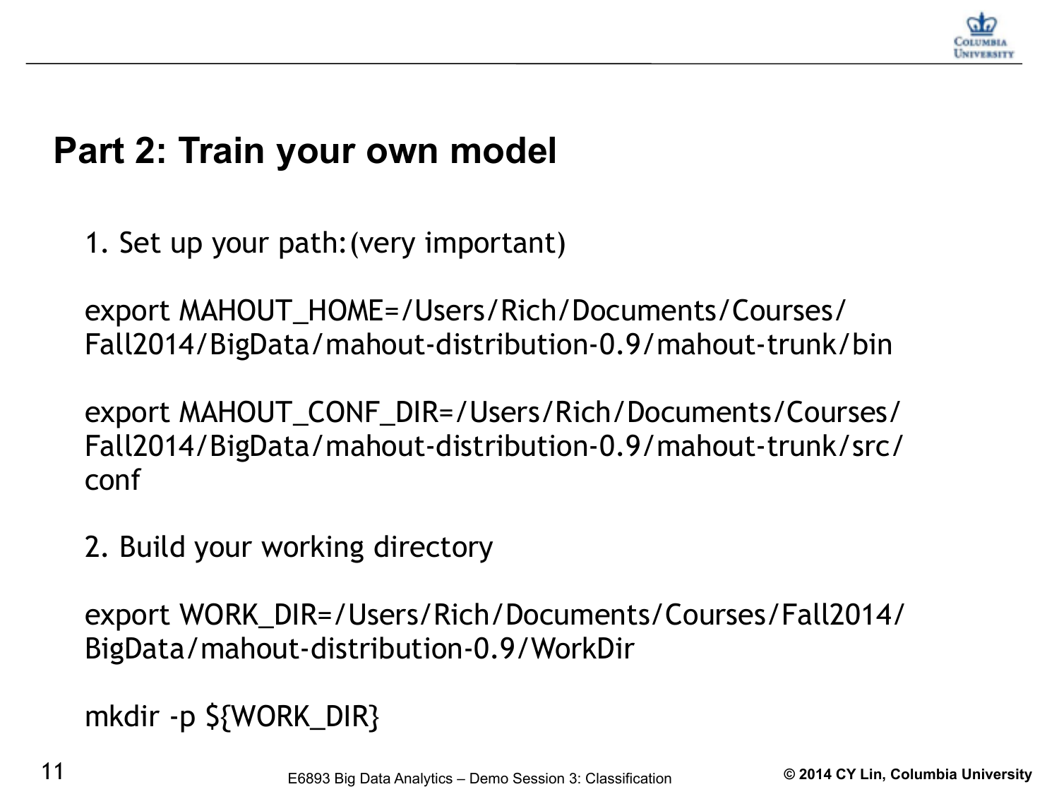# Part 2: Train your own model

1. Set up your path: (very important)

```
export MAHOUT_HOME=/Users/Rich/Documents/Courses/Fall2014/BigData/mahout-distribution-0.9/mahout-trunk/bin

export MAHOUT_CONF_DIR=/Users/Rich/Documents/Courses/Fall2014/BigData/mahout-distribution-0.9/mahout-trunk/src/conf
```

2. Build your working directory

```
export WORK_DIR=/Users/Rich/Documents/Courses/Fall2014/BigData/mahout-distribution-0.9/WorkDir

mkdir -p ${WORK_DIR}
```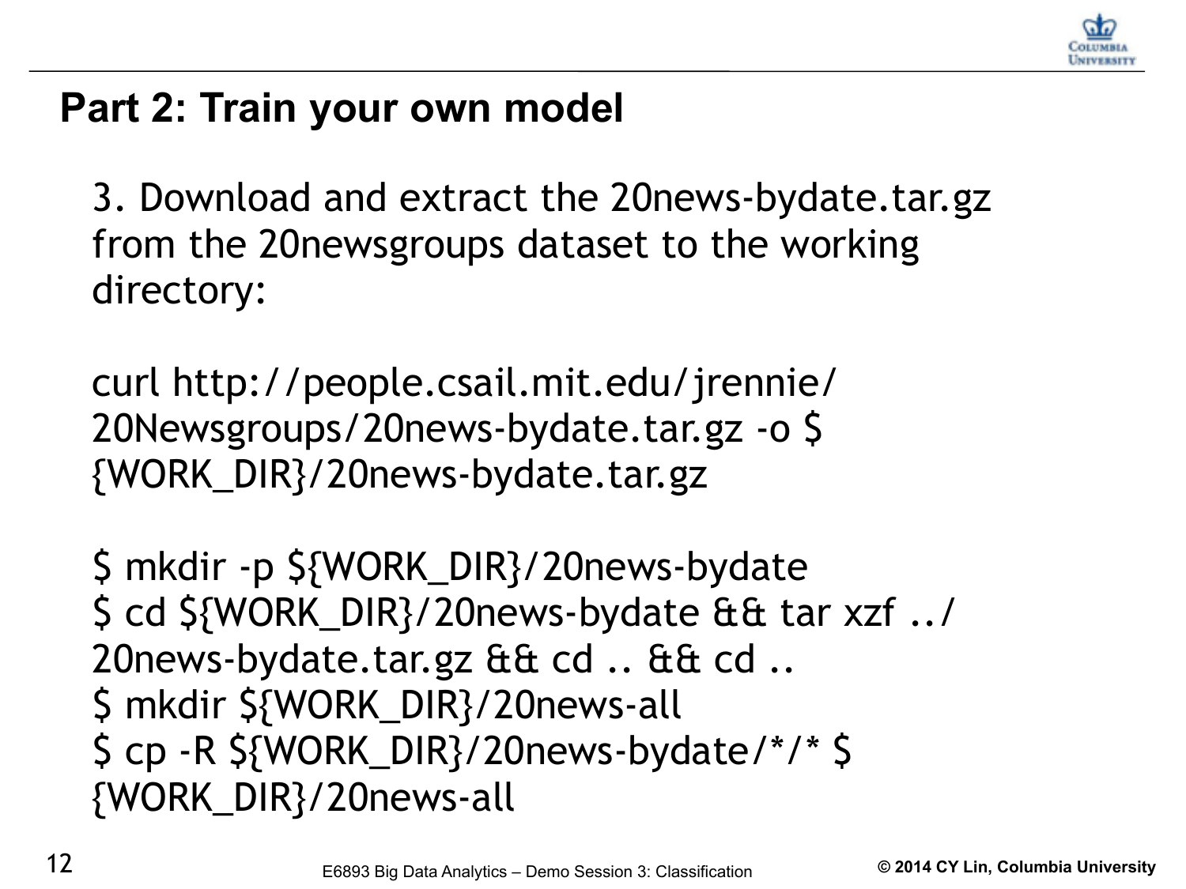## Part 2: Train your own model

3. Download and extract the 20news-bydate.tar.gz from the 20newsgroups dataset to the working directory:

```
curl http://people.csail.mit.edu/jrennie/
20Newsgroups/20news-bydate.tar.gz -o $
{WORK_DIR}/20news-bydate.tar.gz
```

```
$ mkdir -p ${WORK_DIR}/20news-bydate
$ cd ${WORK_DIR}/20news-bydate && tar xzf ../
20news-bydate.tar.gz && cd .. && cd ..
$ mkdir ${WORK_DIR}/20news-all
$ cp -R ${WORK_DIR}/20news-bydate/*/* $
{WORK_DIR}/20news-all
```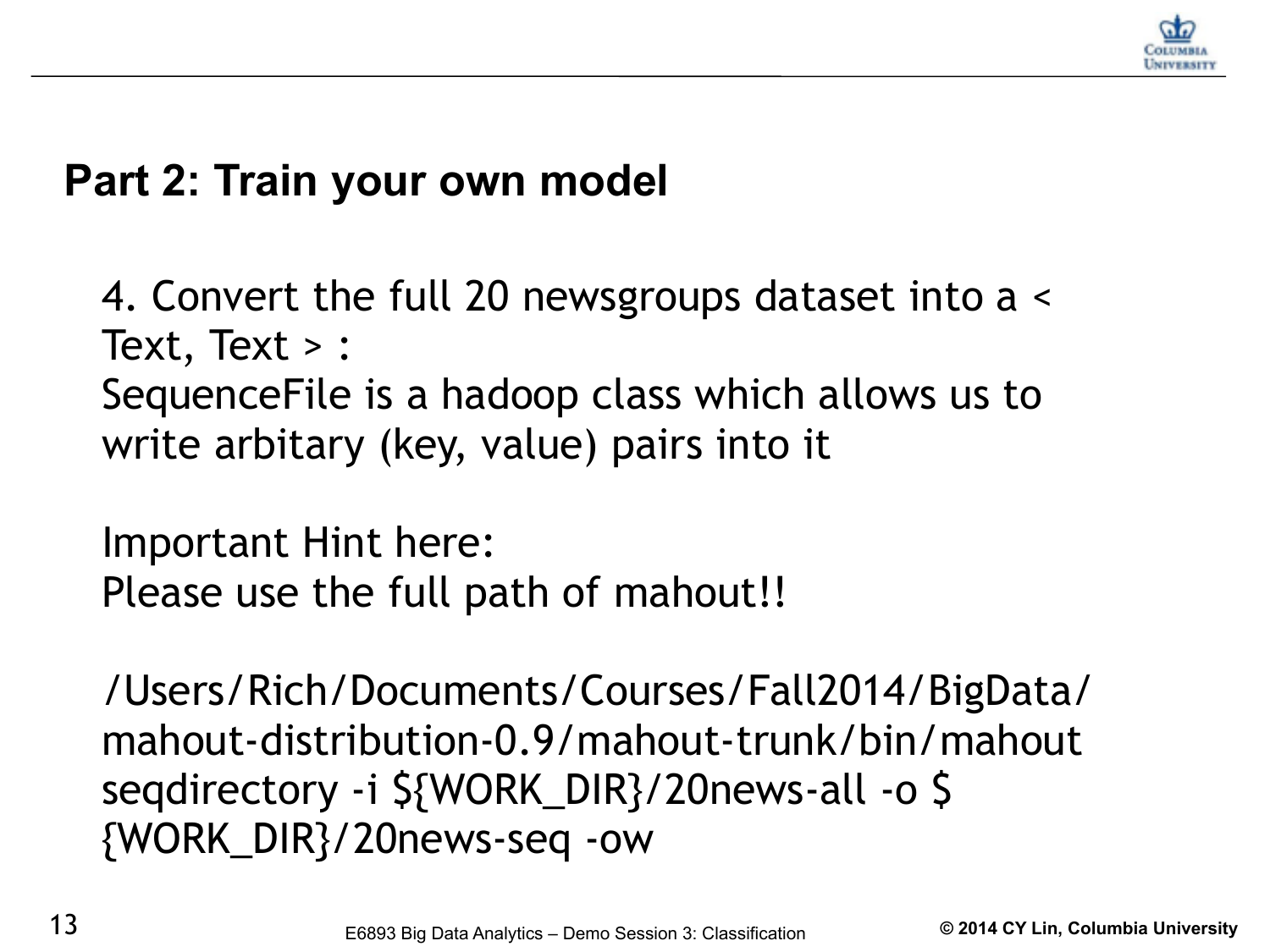## Part 2: Train your own model

4. Convert the full 20 newsgroups dataset into a < Text, Text > :
SequenceFile is a hadoop class which allows us to write arbitary (key, value) pairs into it

Important Hint here:
Please use the full path of mahout!!

```
/Users/Rich/Documents/Courses/Fall2014/BigData/mahout-distribution-0.9/mahout-trunk/bin/mahout seqdirectory -i ${WORK_DIR}/20news-all -o ${WORK_DIR}/20news-seq -ow
```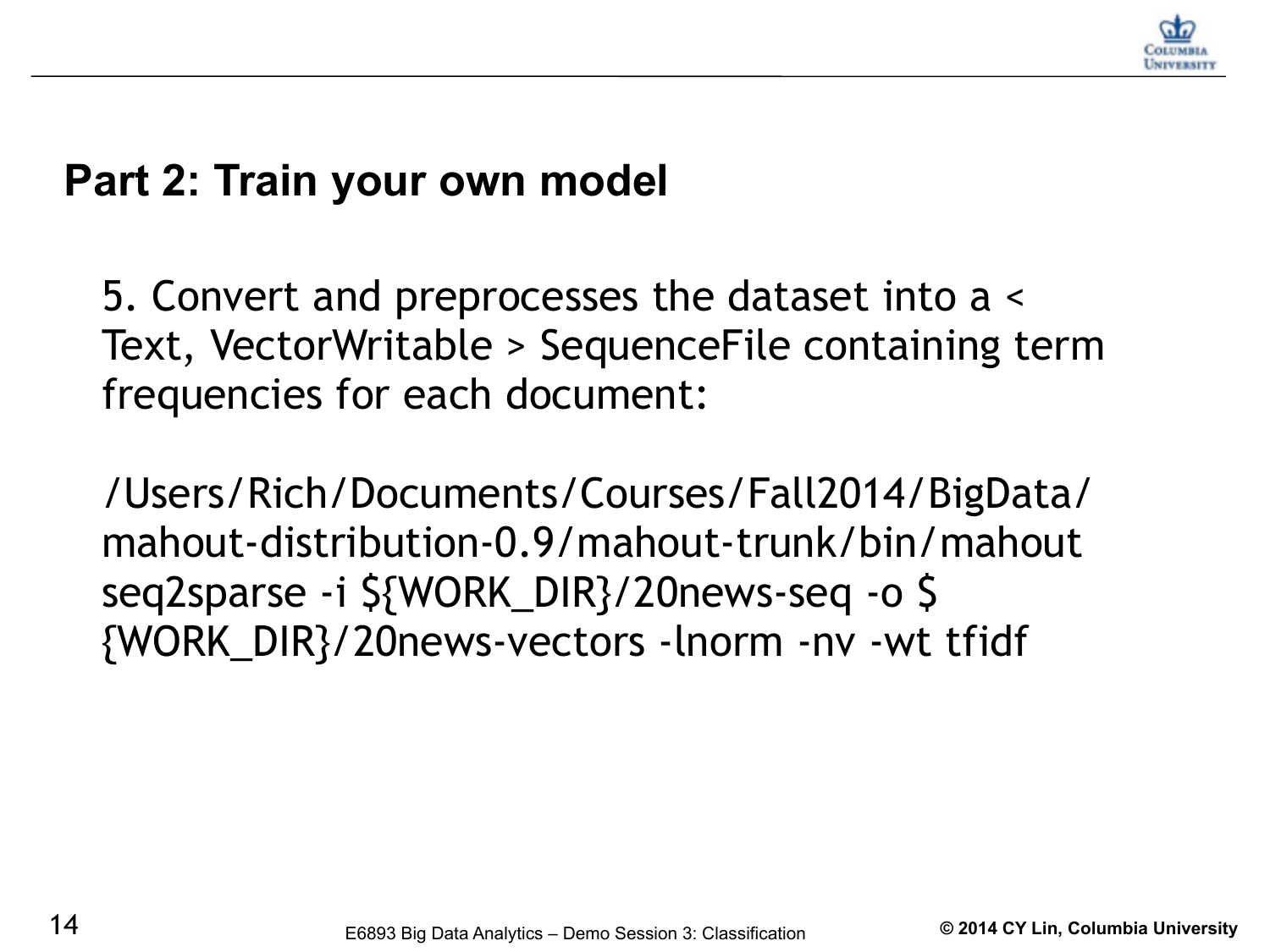## Part 2: Train your own model

5. Convert and preprocesses the dataset into a < Text, VectorWritable > SequenceFile containing term frequencies for each document:

```
/Users/Rich/Documents/Courses/Fall2014/BigData/mahout-distribution-0.9/mahout-trunk/bin/mahout seq2sparse -i ${WORK_DIR}/20news-seq -o ${WORK_DIR}/20news-vectors -lnorm -nv -wt tfidf
```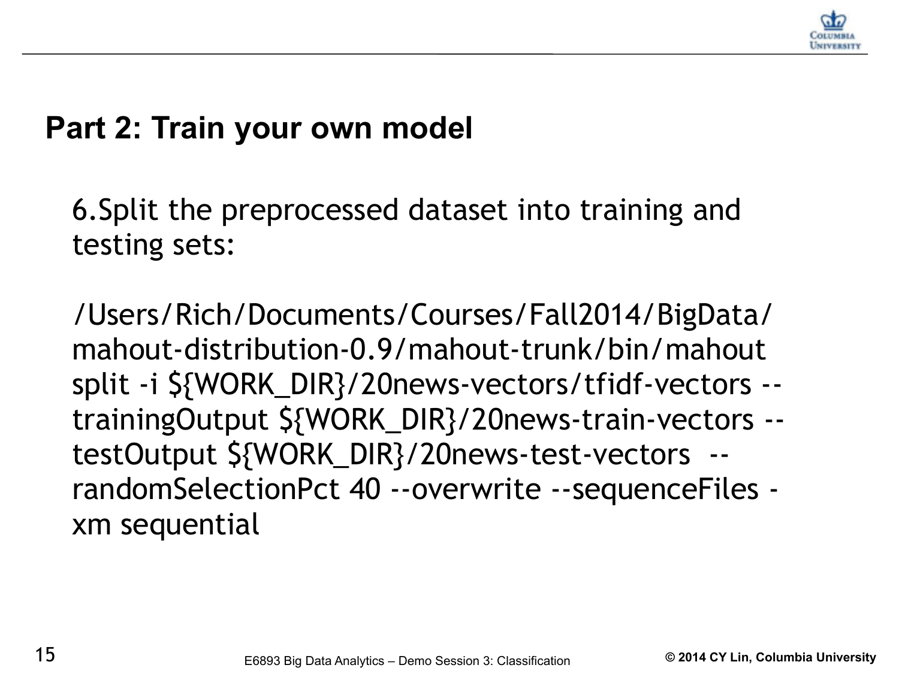## Part 2: Train your own model

6.Split the preprocessed dataset into training and testing sets:

```
/Users/Rich/Documents/Courses/Fall2014/BigData/mahout-distribution-0.9/mahout-trunk/bin/mahout split -i ${WORK_DIR}/20news-vectors/tfidf-vectors --trainingOutput ${WORK_DIR}/20news-train-vectors --testOutput ${WORK_DIR}/20news-test-vectors  --randomSelectionPct 40 --overwrite --sequenceFiles -xm sequential
```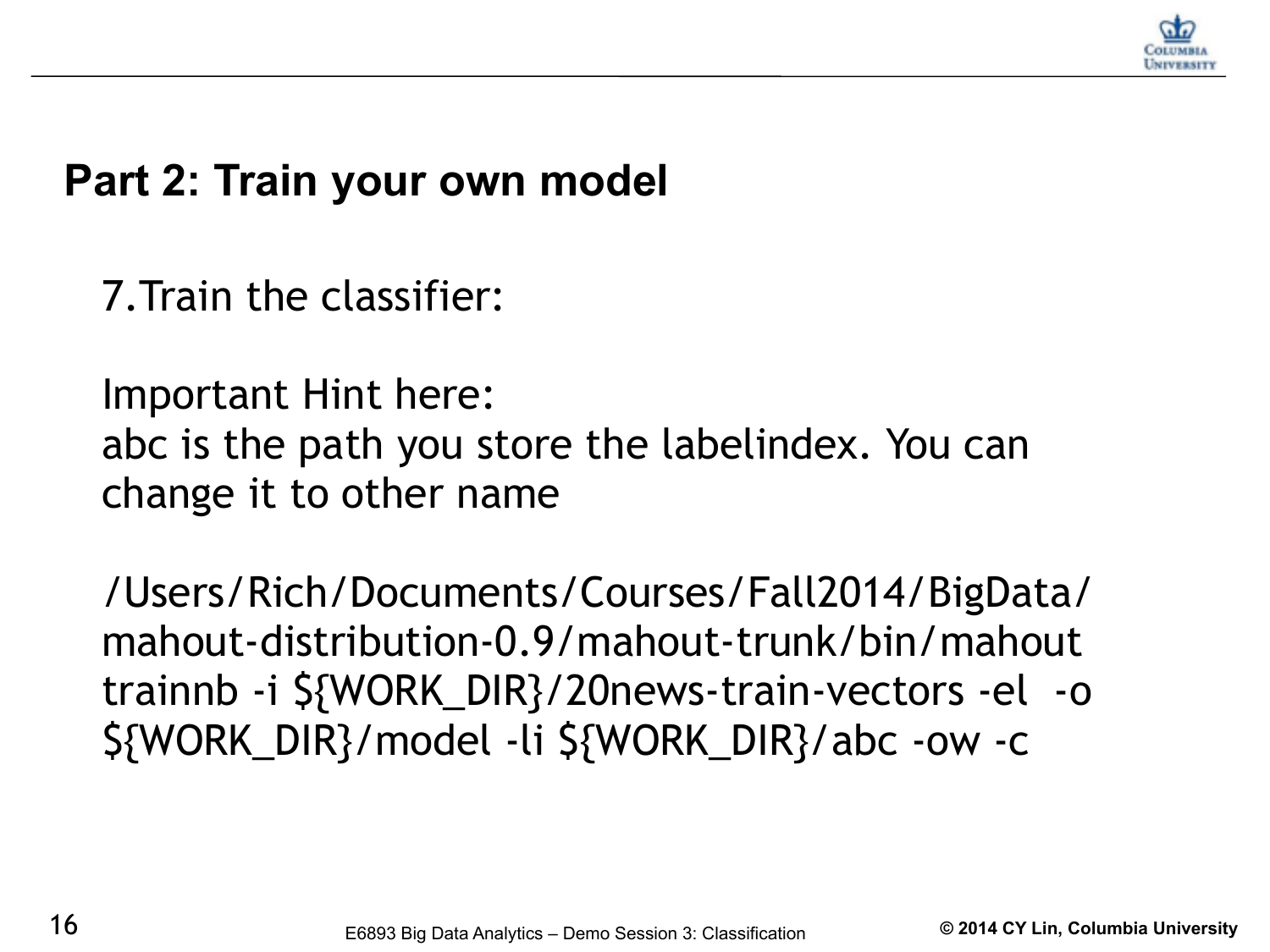## Part 2: Train your own model

7. Train the classifier:

Important Hint here:
abc is the path you store the labelindex. You can change it to other name

```
/Users/Rich/Documents/Courses/Fall2014/BigData/mahout-distribution-0.9/mahout-trunk/bin/mahout trainnb -i ${WORK_DIR}/20news-train-vectors -el  -o ${WORK_DIR}/model -li ${WORK_DIR}/abc -ow -c
```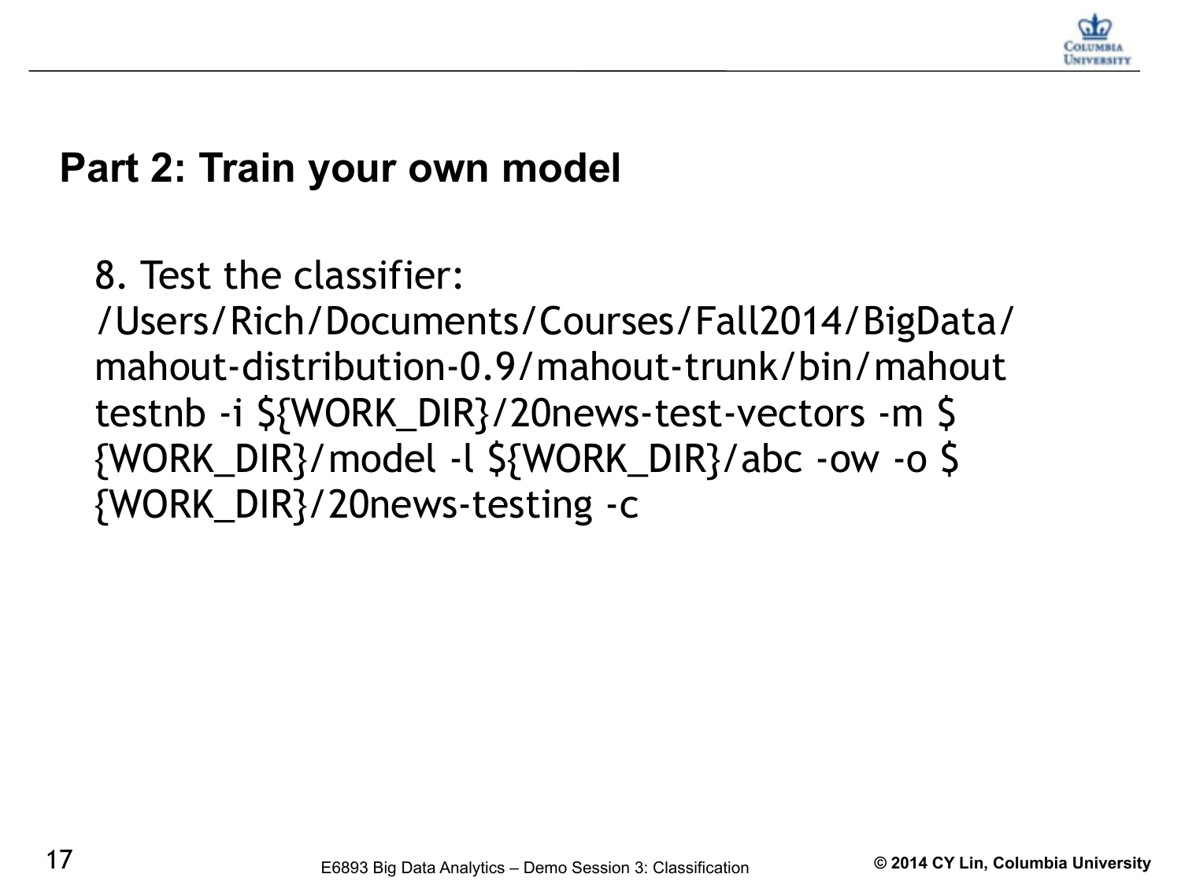## Part 2: Train your own model

8. Test the classifier:
/Users/Rich/Documents/Courses/Fall2014/BigData/mahout-distribution-0.9/mahout-trunk/bin/mahout testnb -i ${WORK_DIR}/20news-test-vectors -m ${WORK_DIR}/model -l ${WORK_DIR}/abc -ow -o ${WORK_DIR}/20news-testing -c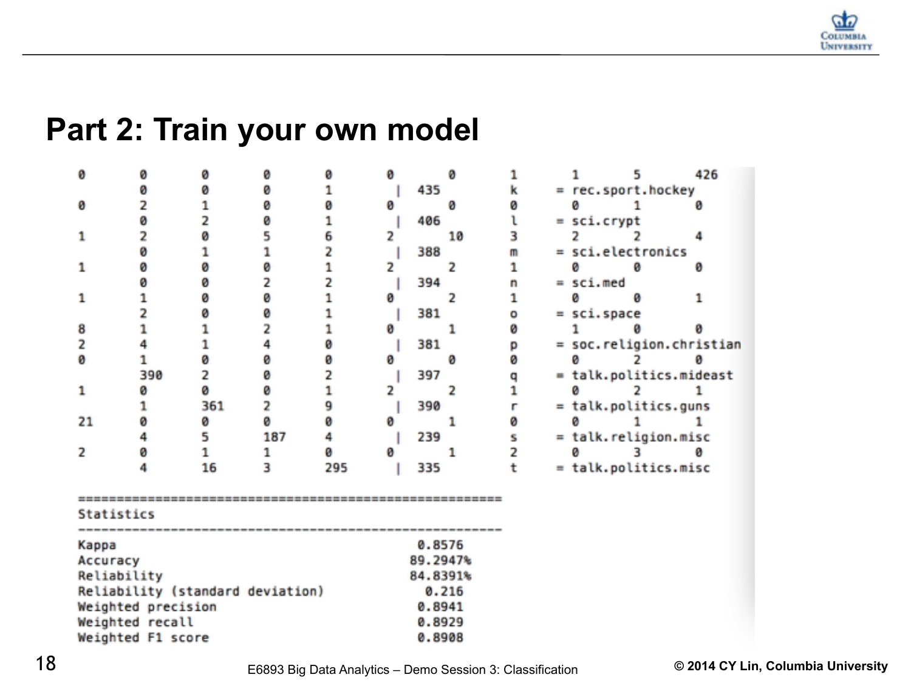# Part 2: Train your own model

```
0       0       0       0       0       0       0       1       1       5       426
        0       0       0       1       |  435          k       = rec.sport.hockey
0       2       1       0       0       0       0       0       0       1       0
        0       2       0       1       |  406          l       = sci.crypt
1       2       0       5       6       2       10      3       2       2       4
        0       1       1       2       |  388          m       = sci.electronics
1       0       0       0       1       2       2       1       0       0       0
        0       0       2       2       |  394          n       = sci.med
1       1       0       0       1       0       2       1       0       0       1
        2       0       0       1       |  381          o       = sci.space
8       1       1       2       1       0       1       0       1       0       0
2       4       1       4       0       |  381          p       = soc.religion.christian
0       1       0       0       0       0       0       0       0       2       0
        390     2       0       2       |  397          q       = talk.politics.mideast
1       0       0       0       1       2       2       1       0       2       1
        1       361     2       9       |  390          r       = talk.politics.guns
21      0       0       0       0       0       1       0       0       1       1
        4       5       187     4       |  239          s       = talk.religion.misc
2       0       1       1       0       0       1       2       0       3       0
        4       16      3       295     |  335          t       = talk.politics.misc

=======================================================
Statistics
-------------------------------------------------------
Kappa                                       0.8576
Accuracy                                   89.2947%
Reliability                                84.8391%
Reliability (standard deviation)            0.216
Weighted precision                          0.8941
Weighted recall                             0.8929
Weighted F1 score                           0.8908
```